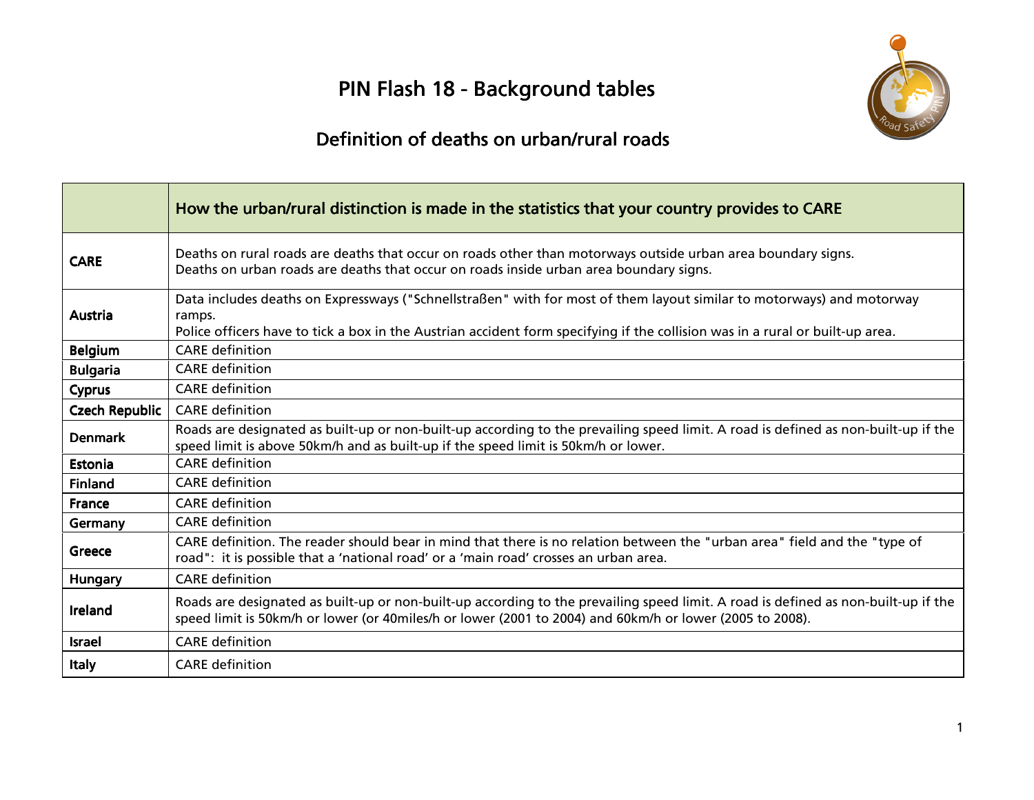# PIN Flash 18 - Background tables

## Definition of deaths on urban/rural roads

| | How the urban/rural distinction is made in the statistics that your country provides to CARE |
|---|---|
| **CARE** | Deaths on rural roads are deaths that occur on roads other than motorways outside urban area boundary signs.<br>Deaths on urban roads are deaths that occur on roads inside urban area boundary signs. |
| **Austria** | Data includes deaths on Expressways ("Schnellstraßen" with for most of them layout similar to motorways) and motorway ramps.<br>Police officers have to tick a box in the Austrian accident form specifying if the collision was in a rural or built-up area. |
| **Belgium** | CARE definition |
| **Bulgaria** | CARE definition |
| **Cyprus** | CARE definition |
| **Czech Republic** | CARE definition |
| **Denmark** | Roads are designated as built-up or non-built-up according to the prevailing speed limit. A road is defined as non-built-up if the speed limit is above 50km/h and as built-up if the speed limit is 50km/h or lower. |
| **Estonia** | CARE definition |
| **Finland** | CARE definition |
| **France** | CARE definition |
| **Germany** | CARE definition |
| **Greece** | CARE definition. The reader should bear in mind that there is no relation between the "urban area" field and the "type of road": it is possible that a 'national road' or a 'main road' crosses an urban area. |
| **Hungary** | CARE definition |
| **Ireland** | Roads are designated as built-up or non-built-up according to the prevailing speed limit. A road is defined as non-built-up if the speed limit is 50km/h or lower (or 40miles/h or lower (2001 to 2004) and 60km/h or lower (2005 to 2008). |
| **Israel** | CARE definition |
| **Italy** | CARE definition |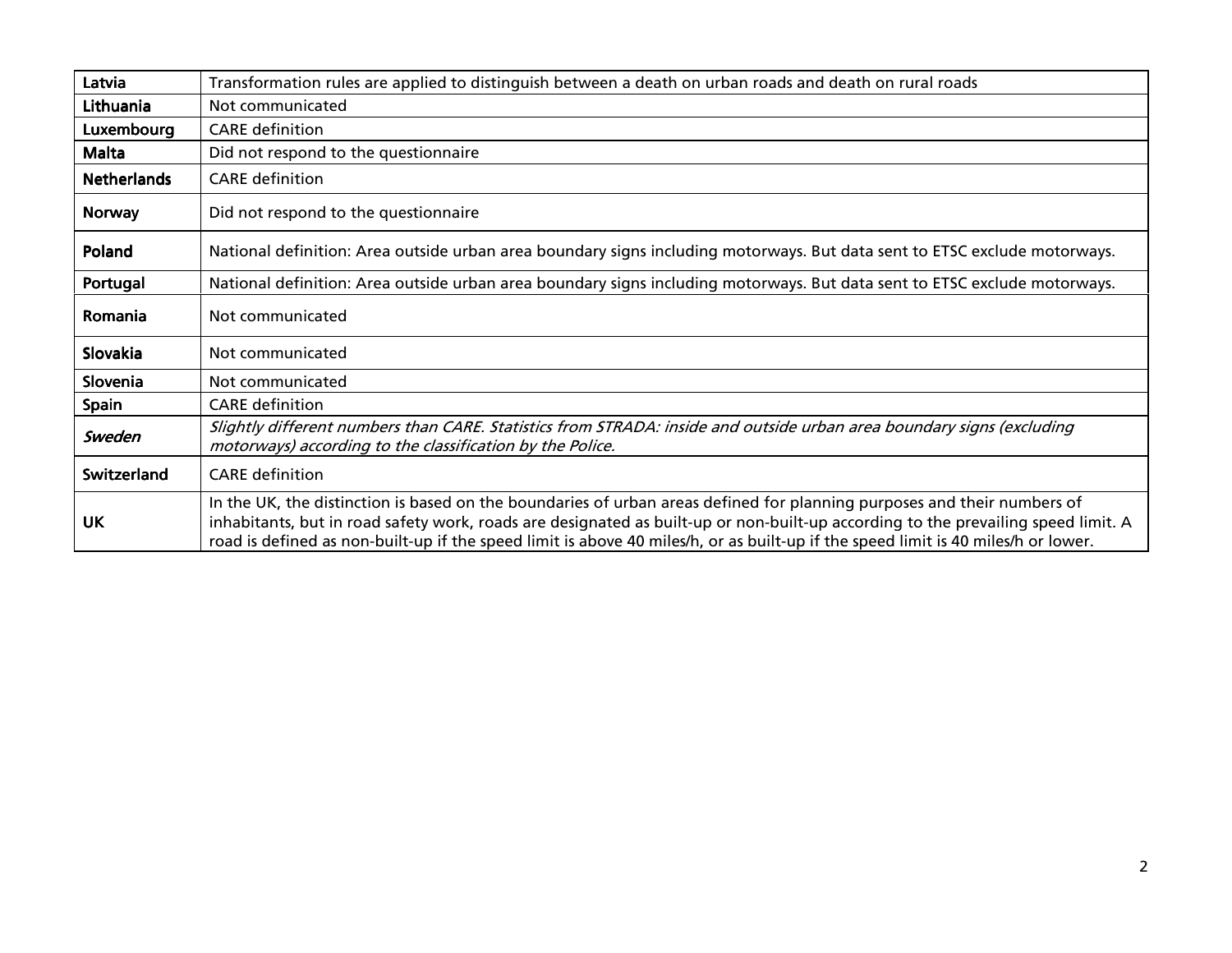| | |
|---|---|
| **Latvia** | Transformation rules are applied to distinguish between a death on urban roads and death on rural roads |
| **Lithuania** | Not communicated |
| **Luxembourg** | CARE definition |
| **Malta** | Did not respond to the questionnaire |
| **Netherlands** | CARE definition |
| **Norway** | Did not respond to the questionnaire |
| **Poland** | National definition: Area outside urban area boundary signs including motorways. But data sent to ETSC exclude motorways. |
| **Portugal** | National definition: Area outside urban area boundary signs including motorways. But data sent to ETSC exclude motorways. |
| **Romania** | Not communicated |
| **Slovakia** | Not communicated |
| **Slovenia** | Not communicated |
| **Spain** | CARE definition |
| ***Sweden*** | *Slightly different numbers than CARE. Statistics from STRADA: inside and outside urban area boundary signs (excluding motorways) according to the classification by the Police.* |
| **Switzerland** | CARE definition |
| **UK** | In the UK, the distinction is based on the boundaries of urban areas defined for planning purposes and their numbers of inhabitants, but in road safety work, roads are designated as built-up or non-built-up according to the prevailing speed limit. A road is defined as non-built-up if the speed limit is above 40 miles/h, or as built-up if the speed limit is 40 miles/h or lower. |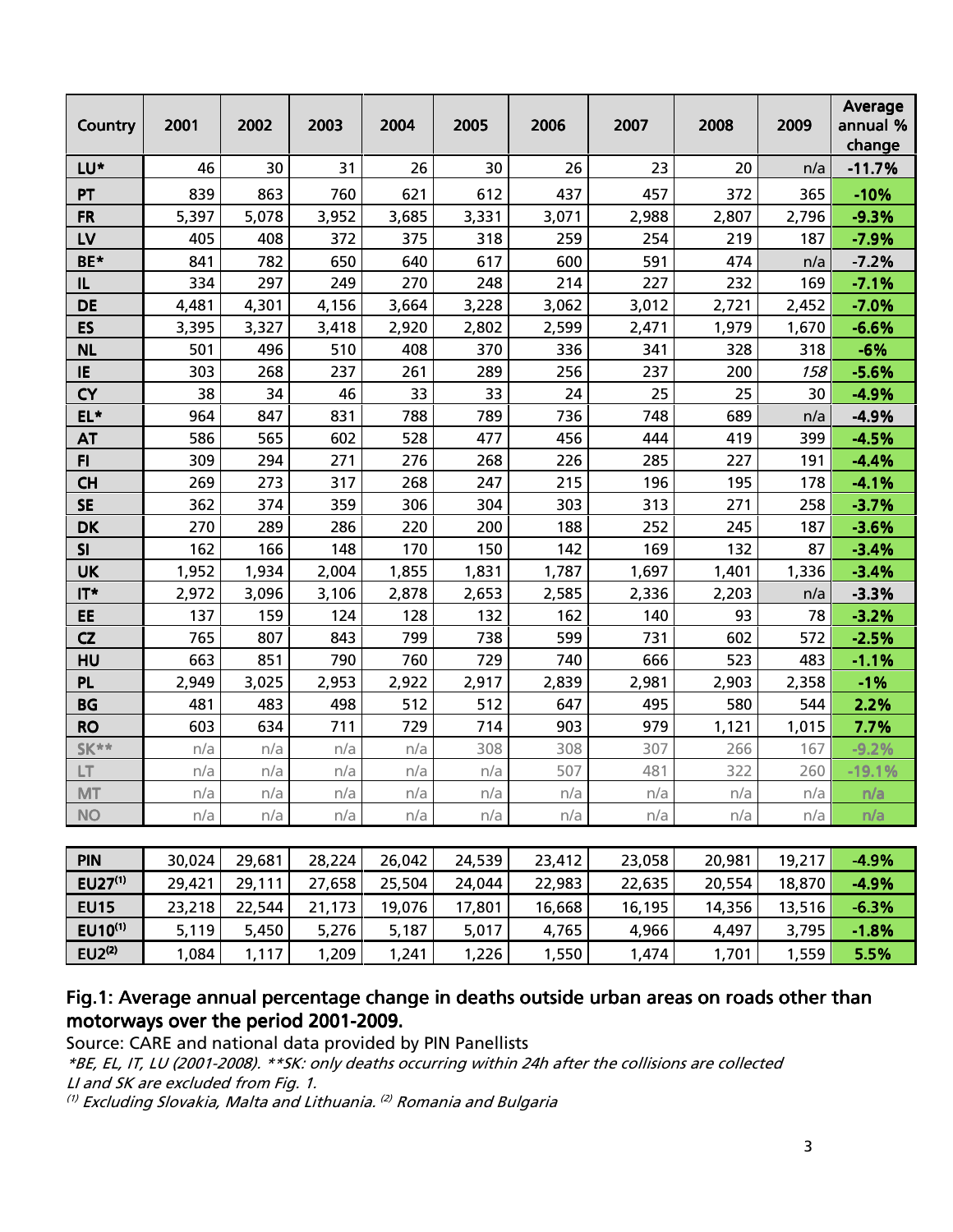| Country | 2001 | 2002 | 2003 | 2004 | 2005 | 2006 | 2007 | 2008 | 2009 | Average annual % change |
|---|---|---|---|---|---|---|---|---|---|---|
| **LU*** | 46 | 30 | 31 | 26 | 30 | 26 | 23 | 20 | n/a | **-11.7%** |
| **PT** | 839 | 863 | 760 | 621 | 612 | 437 | 457 | 372 | 365 | **-10%** |
| **FR** | 5,397 | 5,078 | 3,952 | 3,685 | 3,331 | 3,071 | 2,988 | 2,807 | 2,796 | **-9.3%** |
| **LV** | 405 | 408 | 372 | 375 | 318 | 259 | 254 | 219 | 187 | **-7.9%** |
| **BE*** | 841 | 782 | 650 | 640 | 617 | 600 | 591 | 474 | n/a | -7.2% |
| **IL** | 334 | 297 | 249 | 270 | 248 | 214 | 227 | 232 | 169 | **-7.1%** |
| **DE** | 4,481 | 4,301 | 4,156 | 3,664 | 3,228 | 3,062 | 3,012 | 2,721 | 2,452 | **-7.0%** |
| **ES** | 3,395 | 3,327 | 3,418 | 2,920 | 2,802 | 2,599 | 2,471 | 1,979 | 1,670 | **-6.6%** |
| **NL** | 501 | 496 | 510 | 408 | 370 | 336 | 341 | 328 | 318 | **-6%** |
| **IE** | 303 | 268 | 237 | 261 | 289 | 256 | 237 | 200 | *158* | **-5.6%** |
| **CY** | 38 | 34 | 46 | 33 | 33 | 24 | 25 | 25 | 30 | **-4.9%** |
| **EL*** | 964 | 847 | 831 | 788 | 789 | 736 | 748 | 689 | n/a | **-4.9%** |
| **AT** | 586 | 565 | 602 | 528 | 477 | 456 | 444 | 419 | 399 | **-4.5%** |
| **FI** | 309 | 294 | 271 | 276 | 268 | 226 | 285 | 227 | 191 | **-4.4%** |
| **CH** | 269 | 273 | 317 | 268 | 247 | 215 | 196 | 195 | 178 | **-4.1%** |
| **SE** | 362 | 374 | 359 | 306 | 304 | 303 | 313 | 271 | 258 | **-3.7%** |
| **DK** | 270 | 289 | 286 | 220 | 200 | 188 | 252 | 245 | 187 | **-3.6%** |
| **SI** | 162 | 166 | 148 | 170 | 150 | 142 | 169 | 132 | 87 | **-3.4%** |
| **UK** | 1,952 | 1,934 | 2,004 | 1,855 | 1,831 | 1,787 | 1,697 | 1,401 | 1,336 | **-3.4%** |
| **IT*** | 2,972 | 3,096 | 3,106 | 2,878 | 2,653 | 2,585 | 2,336 | 2,203 | n/a | **-3.3%** |
| **EE** | 137 | 159 | 124 | 128 | 132 | 162 | 140 | 93 | 78 | **-3.2%** |
| **CZ** | 765 | 807 | 843 | 799 | 738 | 599 | 731 | 602 | 572 | **-2.5%** |
| **HU** | 663 | 851 | 790 | 760 | 729 | 740 | 666 | 523 | 483 | **-1.1%** |
| **PL** | 2,949 | 3,025 | 2,953 | 2,922 | 2,917 | 2,839 | 2,981 | 2,903 | 2,358 | **-1%** |
| **BG** | 481 | 483 | 498 | 512 | 512 | 647 | 495 | 580 | 544 | **2.2%** |
| **RO** | 603 | 634 | 711 | 729 | 714 | 903 | 979 | 1,121 | 1,015 | **7.7%** |
| **SK**** | n/a | n/a | n/a | n/a | 308 | 308 | 307 | 266 | 167 | **-9.2%** |
| **LT** | n/a | n/a | n/a | n/a | n/a | 507 | 481 | 322 | 260 | **-19.1%** |
| **MT** | n/a | n/a | n/a | n/a | n/a | n/a | n/a | n/a | n/a | **n/a** |
| **NO** | n/a | n/a | n/a | n/a | n/a | n/a | n/a | n/a | n/a | **n/a** |
| | | | | | | | | | | |
| **PIN** | 30,024 | 29,681 | 28,224 | 26,042 | 24,539 | 23,412 | 23,058 | 20,981 | 19,217 | **-4.9%** |
| **EU27(1)** | 29,421 | 29,111 | 27,658 | 25,504 | 24,044 | 22,983 | 22,635 | 20,554 | 18,870 | **-4.9%** |
| **EU15** | 23,218 | 22,544 | 21,173 | 19,076 | 17,801 | 16,668 | 16,195 | 14,356 | 13,516 | **-6.3%** |
| **EU10(1)** | 5,119 | 5,450 | 5,276 | 5,187 | 5,017 | 4,765 | 4,966 | 4,497 | 3,795 | **-1.8%** |
| **EU2(2)** | 1,084 | 1,117 | 1,209 | 1,241 | 1,226 | 1,550 | 1,474 | 1,701 | 1,559 | **5.5%** |

## Fig.1: Average annual percentage change in deaths outside urban areas on roads other than motorways over the period 2001-2009.

Source: CARE and national data provided by PIN Panellists

*\*BE, EL, IT, LU (2001-2008). \*\*SK: only deaths occurring within 24h after the collisions are collected*

*LI and SK are excluded from Fig. 1.*

*(1) Excluding Slovakia, Malta and Lithuania. (2) Romania and Bulgaria*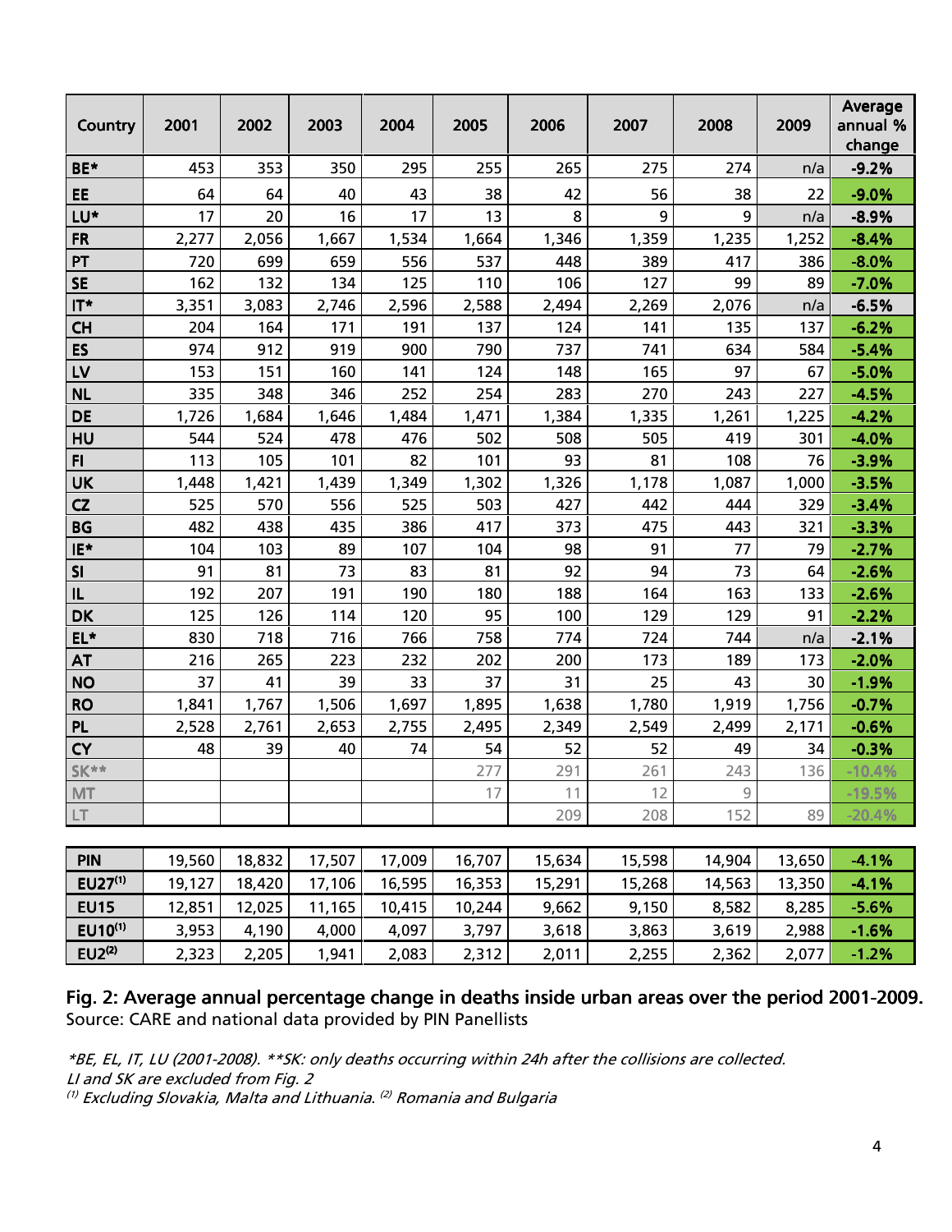| Country | 2001 | 2002 | 2003 | 2004 | 2005 | 2006 | 2007 | 2008 | 2009 | Average annual % change |
|---|---|---|---|---|---|---|---|---|---|---|
| BE* | 453 | 353 | 350 | 295 | 255 | 265 | 275 | 274 | n/a | -9.2% |
| EE | 64 | 64 | 40 | 43 | 38 | 42 | 56 | 38 | 22 | -9.0% |
| LU* | 17 | 20 | 16 | 17 | 13 | 8 | 9 | 9 | n/a | -8.9% |
| FR | 2,277 | 2,056 | 1,667 | 1,534 | 1,664 | 1,346 | 1,359 | 1,235 | 1,252 | -8.4% |
| PT | 720 | 699 | 659 | 556 | 537 | 448 | 389 | 417 | 386 | -8.0% |
| SE | 162 | 132 | 134 | 125 | 110 | 106 | 127 | 99 | 89 | -7.0% |
| IT* | 3,351 | 3,083 | 2,746 | 2,596 | 2,588 | 2,494 | 2,269 | 2,076 | n/a | -6.5% |
| CH | 204 | 164 | 171 | 191 | 137 | 124 | 141 | 135 | 137 | -6.2% |
| ES | 974 | 912 | 919 | 900 | 790 | 737 | 741 | 634 | 584 | -5.4% |
| LV | 153 | 151 | 160 | 141 | 124 | 148 | 165 | 97 | 67 | -5.0% |
| NL | 335 | 348 | 346 | 252 | 254 | 283 | 270 | 243 | 227 | -4.5% |
| DE | 1,726 | 1,684 | 1,646 | 1,484 | 1,471 | 1,384 | 1,335 | 1,261 | 1,225 | -4.2% |
| HU | 544 | 524 | 478 | 476 | 502 | 508 | 505 | 419 | 301 | -4.0% |
| FI | 113 | 105 | 101 | 82 | 101 | 93 | 81 | 108 | 76 | -3.9% |
| UK | 1,448 | 1,421 | 1,439 | 1,349 | 1,302 | 1,326 | 1,178 | 1,087 | 1,000 | -3.5% |
| CZ | 525 | 570 | 556 | 525 | 503 | 427 | 442 | 444 | 329 | -3.4% |
| BG | 482 | 438 | 435 | 386 | 417 | 373 | 475 | 443 | 321 | -3.3% |
| IE* | 104 | 103 | 89 | 107 | 104 | 98 | 91 | 77 | 79 | -2.7% |
| SI | 91 | 81 | 73 | 83 | 81 | 92 | 94 | 73 | 64 | -2.6% |
| IL | 192 | 207 | 191 | 190 | 180 | 188 | 164 | 163 | 133 | -2.6% |
| DK | 125 | 126 | 114 | 120 | 95 | 100 | 129 | 129 | 91 | -2.2% |
| EL* | 830 | 718 | 716 | 766 | 758 | 774 | 724 | 744 | n/a | -2.1% |
| AT | 216 | 265 | 223 | 232 | 202 | 200 | 173 | 189 | 173 | -2.0% |
| NO | 37 | 41 | 39 | 33 | 37 | 31 | 25 | 43 | 30 | -1.9% |
| RO | 1,841 | 1,767 | 1,506 | 1,697 | 1,895 | 1,638 | 1,780 | 1,919 | 1,756 | -0.7% |
| PL | 2,528 | 2,761 | 2,653 | 2,755 | 2,495 | 2,349 | 2,549 | 2,499 | 2,171 | -0.6% |
| CY | 48 | 39 | 40 | 74 | 54 | 52 | 52 | 49 | 34 | -0.3% |
| SK** | | | | | 277 | 291 | 261 | 243 | 136 | -10.4% |
| MT | | | | | 17 | 11 | 12 | 9 | | -19.5% |
| LT | | | | | | 209 | 208 | 152 | 89 | -20.4% |
| | | | | | | | | | | |
| PIN | 19,560 | 18,832 | 17,507 | 17,009 | 16,707 | 15,634 | 15,598 | 14,904 | 13,650 | -4.1% |
| EU27[(1)] | 19,127 | 18,420 | 17,106 | 16,595 | 16,353 | 15,291 | 15,268 | 14,563 | 13,350 | -4.1% |
| EU15 | 12,851 | 12,025 | 11,165 | 10,415 | 10,244 | 9,662 | 9,150 | 8,582 | 8,285 | -5.6% |
| EU10[(1)] | 3,953 | 4,190 | 4,000 | 4,097 | 3,797 | 3,618 | 3,863 | 3,619 | 2,988 | -1.6% |
| EU2[(2)] | 2,323 | 2,205 | 1,941 | 2,083 | 2,312 | 2,011 | 2,255 | 2,362 | 2,077 | -1.2% |

**Fig. 2: Average annual percentage change in deaths inside urban areas over the period 2001-2009.**
Source: CARE and national data provided by PIN Panellists

*\*BE, EL, IT, LU (2001-2008). \*\*SK: only deaths occurring within 24h after the collisions are collected.*
*LI and SK are excluded from Fig. 2*
*[(1)] Excluding Slovakia, Malta and Lithuania. [(2)] Romania and Bulgaria*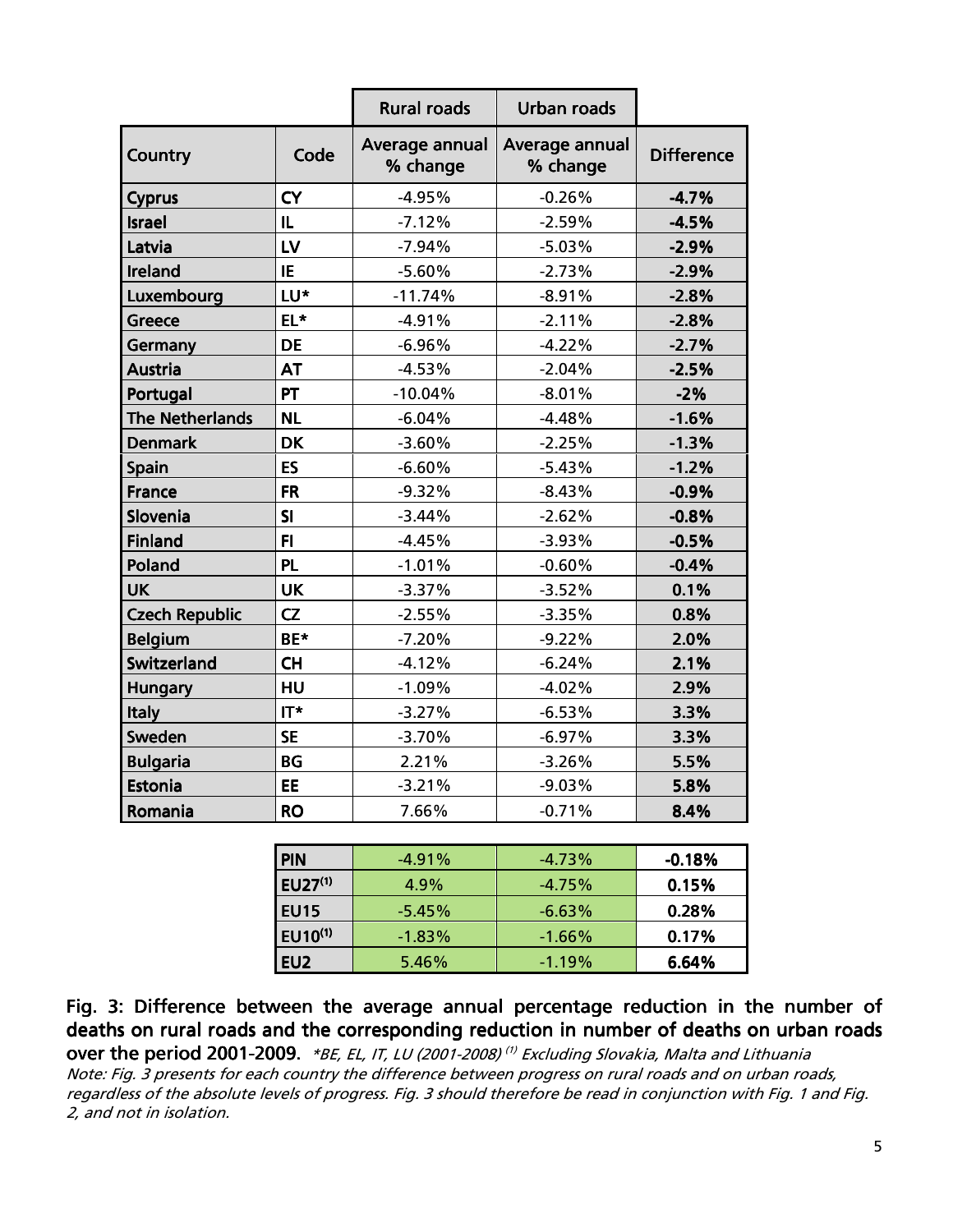| | | Rural roads | Urban roads | |
|---|---|---|---|---|
| **Country** | **Code** | **Average annual % change** | **Average annual % change** | **Difference** |
| **Cyprus** | **CY** | -4.95% | -0.26% | **-4.7%** |
| **Israel** | **IL** | -7.12% | -2.59% | **-4.5%** |
| **Latvia** | **LV** | -7.94% | -5.03% | **-2.9%** |
| **Ireland** | **IE** | -5.60% | -2.73% | **-2.9%** |
| **Luxembourg** | **LU*** | -11.74% | -8.91% | **-2.8%** |
| **Greece** | **EL*** | -4.91% | -2.11% | **-2.8%** |
| **Germany** | **DE** | -6.96% | -4.22% | **-2.7%** |
| **Austria** | **AT** | -4.53% | -2.04% | **-2.5%** |
| **Portugal** | **PT** | -10.04% | -8.01% | **-2%** |
| **The Netherlands** | **NL** | -6.04% | -4.48% | **-1.6%** |
| **Denmark** | **DK** | -3.60% | -2.25% | **-1.3%** |
| **Spain** | **ES** | -6.60% | -5.43% | **-1.2%** |
| **France** | **FR** | -9.32% | -8.43% | **-0.9%** |
| **Slovenia** | **SI** | -3.44% | -2.62% | **-0.8%** |
| **Finland** | **FI** | -4.45% | -3.93% | **-0.5%** |
| **Poland** | **PL** | -1.01% | -0.60% | **-0.4%** |
| **UK** | **UK** | -3.37% | -3.52% | **0.1%** |
| **Czech Republic** | **CZ** | -2.55% | -3.35% | **0.8%** |
| **Belgium** | **BE*** | -7.20% | -9.22% | **2.0%** |
| **Switzerland** | **CH** | -4.12% | -6.24% | **2.1%** |
| **Hungary** | **HU** | -1.09% | -4.02% | **2.9%** |
| **Italy** | **IT*** | -3.27% | -6.53% | **3.3%** |
| **Sweden** | **SE** | -3.70% | -6.97% | **3.3%** |
| **Bulgaria** | **BG** | 2.21% | -3.26% | **5.5%** |
| **Estonia** | **EE** | -3.21% | -9.03% | **5.8%** |
| **Romania** | **RO** | 7.66% | -0.71% | **8.4%** |

| | Rural roads | Urban roads | Difference |
|---|---|---|---|
| **PIN** | -4.91% | -4.73% | **-0.18%** |
| **EU27[(1)]** | 4.9% | -4.75% | **0.15%** |
| **EU15** | -5.45% | -6.63% | **0.28%** |
| **EU10[(1)]** | -1.83% | -1.66% | **0.17%** |
| **EU2** | 5.46% | -1.19% | **6.64%** |

**Fig. 3: Difference between the average annual percentage reduction in the number of deaths on rural roads and the corresponding reduction in number of deaths on urban roads over the period 2001-2009.** *\*BE, EL, IT, LU (2001-2008) [(1)] Excluding Slovakia, Malta and Lithuania*

*Note: Fig. 3 presents for each country the difference between progress on rural roads and on urban roads, regardless of the absolute levels of progress. Fig. 3 should therefore be read in conjunction with Fig. 1 and Fig. 2, and not in isolation.*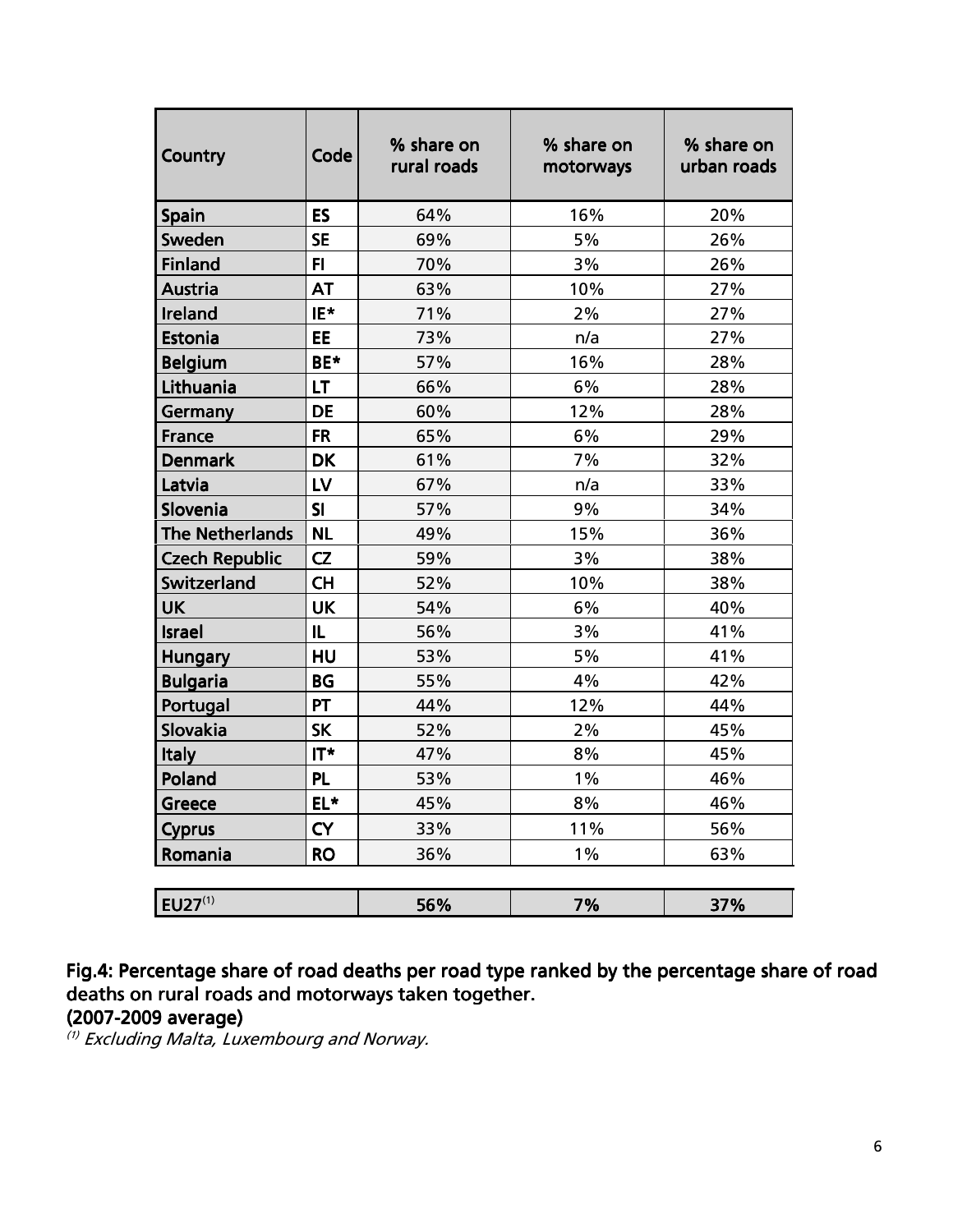| Country | Code | % share on rural roads | % share on motorways | % share on urban roads |
|---|---|---|---|---|
| Spain | ES | 64% | 16% | 20% |
| Sweden | SE | 69% | 5% | 26% |
| Finland | FI | 70% | 3% | 26% |
| Austria | AT | 63% | 10% | 27% |
| Ireland | IE* | 71% | 2% | 27% |
| Estonia | EE | 73% | n/a | 27% |
| Belgium | BE* | 57% | 16% | 28% |
| Lithuania | LT | 66% | 6% | 28% |
| Germany | DE | 60% | 12% | 28% |
| France | FR | 65% | 6% | 29% |
| Denmark | DK | 61% | 7% | 32% |
| Latvia | LV | 67% | n/a | 33% |
| Slovenia | SI | 57% | 9% | 34% |
| The Netherlands | NL | 49% | 15% | 36% |
| Czech Republic | CZ | 59% | 3% | 38% |
| Switzerland | CH | 52% | 10% | 38% |
| UK | UK | 54% | 6% | 40% |
| Israel | IL | 56% | 3% | 41% |
| Hungary | HU | 53% | 5% | 41% |
| Bulgaria | BG | 55% | 4% | 42% |
| Portugal | PT | 44% | 12% | 44% |
| Slovakia | SK | 52% | 2% | 45% |
| Italy | IT* | 47% | 8% | 45% |
| Poland | PL | 53% | 1% | 46% |
| Greece | EL* | 45% | 8% | 46% |
| Cyprus | CY | 33% | 11% | 56% |
| Romania | RO | 36% | 1% | 63% |
| **EU27**[(1)] | | **56%** | **7%** | **37%** |

**Fig.4: Percentage share of road deaths per road type ranked by the percentage share of road deaths on rural roads and motorways taken together.**
**(2007-2009 average)**

*(1) Excluding Malta, Luxembourg and Norway.*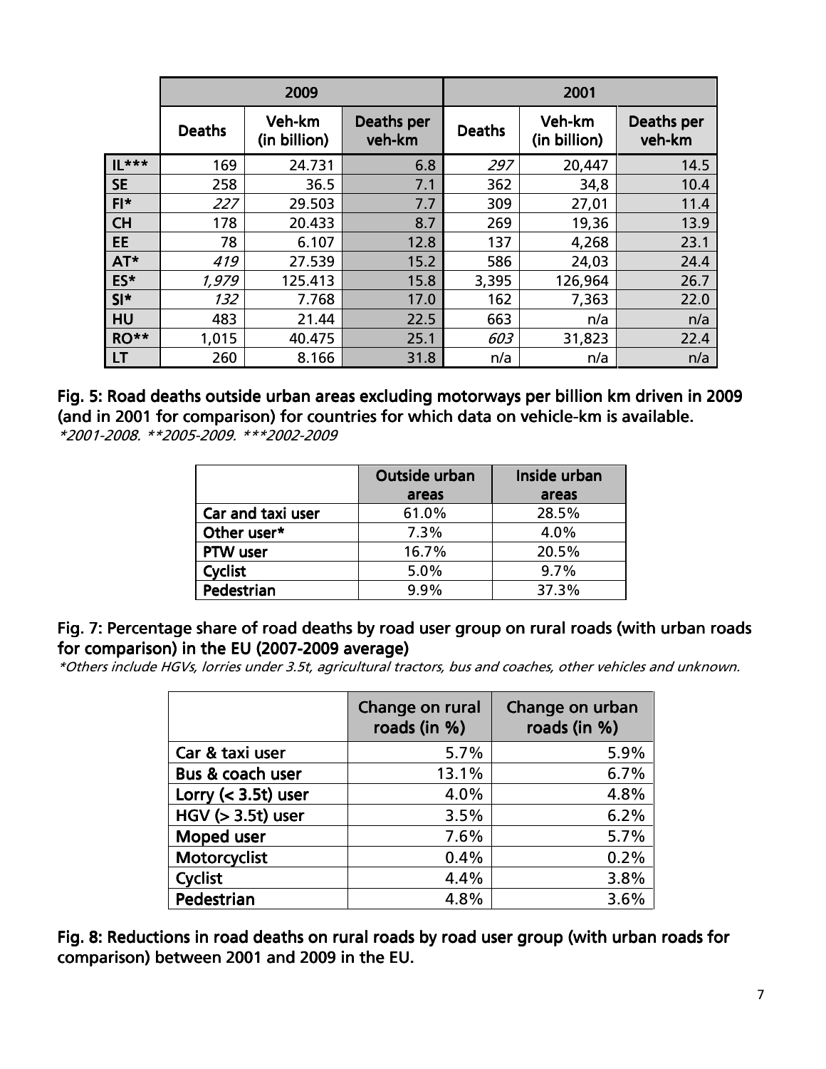| | 2009 | | | 2001 | | |
|---|---|---|---|---|---|---|
| | Deaths | Veh-km (in billion) | Deaths per veh-km | Deaths | Veh-km (in billion) | Deaths per veh-km |
| **IL*** ** | 169 | 24.731 | 6.8 | *297* | 20,447 | 14.5 |
| **SE** | 258 | 36.5 | 7.1 | 362 | 34,8 | 10.4 |
| **FI*** | *227* | 29.503 | 7.7 | 309 | 27,01 | 11.4 |
| **CH** | 178 | 20.433 | 8.7 | 269 | 19,36 | 13.9 |
| **EE** | 78 | 6.107 | 12.8 | 137 | 4,268 | 23.1 |
| **AT*** | *419* | 27.539 | 15.2 | 586 | 24,03 | 24.4 |
| **ES*** | *1,979* | 125.413 | 15.8 | 3,395 | 126,964 | 26.7 |
| **SI*** | *132* | 7.768 | 17.0 | 162 | 7,363 | 22.0 |
| **HU** | 483 | 21.44 | 22.5 | 663 | n/a | n/a |
| **RO**** | 1,015 | 40.475 | 25.1 | *603* | 31,823 | 22.4 |
| **LT** | 260 | 8.166 | 31.8 | n/a | n/a | n/a |

**Fig. 5: Road deaths outside urban areas excluding motorways per billion km driven in 2009 (and in 2001 for comparison) for countries for which data on vehicle-km is available.**
*\*2001-2008. \*\*2005-2009. \*\*\*2002-2009*

| | Outside urban areas | Inside urban areas |
|---|---|---|
| **Car and taxi user** | 61.0% | 28.5% |
| **Other user*** | 7.3% | 4.0% |
| **PTW user** | 16.7% | 20.5% |
| **Cyclist** | 5.0% | 9.7% |
| **Pedestrian** | 9.9% | 37.3% |

**Fig. 7: Percentage share of road deaths by road user group on rural roads (with urban roads for comparison) in the EU (2007-2009 average)**
*\*Others include HGVs, lorries under 3.5t, agricultural tractors, bus and coaches, other vehicles and unknown.*

| | Change on rural roads (in %) | Change on urban roads (in %) |
|---|---|---|
| Car & taxi user | 5.7% | 5.9% |
| Bus & coach user | 13.1% | 6.7% |
| Lorry (< 3.5t) user | 4.0% | 4.8% |
| HGV (> 3.5t) user | 3.5% | 6.2% |
| Moped user | 7.6% | 5.7% |
| Motorcyclist | 0.4% | 0.2% |
| Cyclist | 4.4% | 3.8% |
| Pedestrian | 4.8% | 3.6% |

**Fig. 8: Reductions in road deaths on rural roads by road user group (with urban roads for comparison) between 2001 and 2009 in the EU.**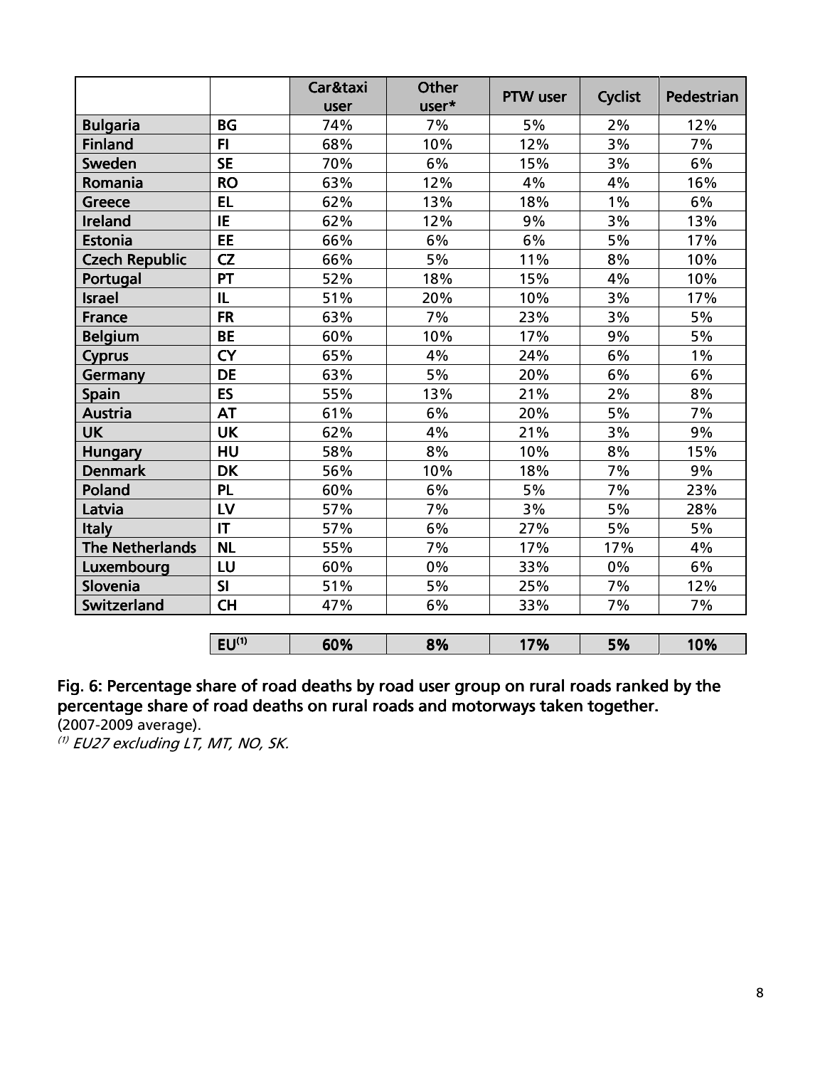| | | Car&taxi user | Other user* | PTW user | Cyclist | Pedestrian |
|---|---|---|---|---|---|---|
| **Bulgaria** | **BG** | 74% | 7% | 5% | 2% | 12% |
| **Finland** | **FI** | 68% | 10% | 12% | 3% | 7% |
| **Sweden** | **SE** | 70% | 6% | 15% | 3% | 6% |
| **Romania** | **RO** | 63% | 12% | 4% | 4% | 16% |
| **Greece** | **EL** | 62% | 13% | 18% | 1% | 6% |
| **Ireland** | **IE** | 62% | 12% | 9% | 3% | 13% |
| **Estonia** | **EE** | 66% | 6% | 6% | 5% | 17% |
| **Czech Republic** | **CZ** | 66% | 5% | 11% | 8% | 10% |
| **Portugal** | **PT** | 52% | 18% | 15% | 4% | 10% |
| **Israel** | **IL** | 51% | 20% | 10% | 3% | 17% |
| **France** | **FR** | 63% | 7% | 23% | 3% | 5% |
| **Belgium** | **BE** | 60% | 10% | 17% | 9% | 5% |
| **Cyprus** | **CY** | 65% | 4% | 24% | 6% | 1% |
| **Germany** | **DE** | 63% | 5% | 20% | 6% | 6% |
| **Spain** | **ES** | 55% | 13% | 21% | 2% | 8% |
| **Austria** | **AT** | 61% | 6% | 20% | 5% | 7% |
| **UK** | **UK** | 62% | 4% | 21% | 3% | 9% |
| **Hungary** | **HU** | 58% | 8% | 10% | 8% | 15% |
| **Denmark** | **DK** | 56% | 10% | 18% | 7% | 9% |
| **Poland** | **PL** | 60% | 6% | 5% | 7% | 23% |
| **Latvia** | **LV** | 57% | 7% | 3% | 5% | 28% |
| **Italy** | **IT** | 57% | 6% | 27% | 5% | 5% |
| **The Netherlands** | **NL** | 55% | 7% | 17% | 17% | 4% |
| **Luxembourg** | **LU** | 60% | 0% | 33% | 0% | 6% |
| **Slovenia** | **SI** | 51% | 5% | 25% | 7% | 12% |
| **Switzerland** | **CH** | 47% | 6% | 33% | 7% | 7% |
| | **EU[1]** | **60%** | **8%** | **17%** | **5%** | **10%** |

**Fig. 6: Percentage share of road deaths by road user group on rural roads ranked by the percentage share of road deaths on rural roads and motorways taken together.**
(2007-2009 average).
*[1] EU27 excluding LT, MT, NO, SK.*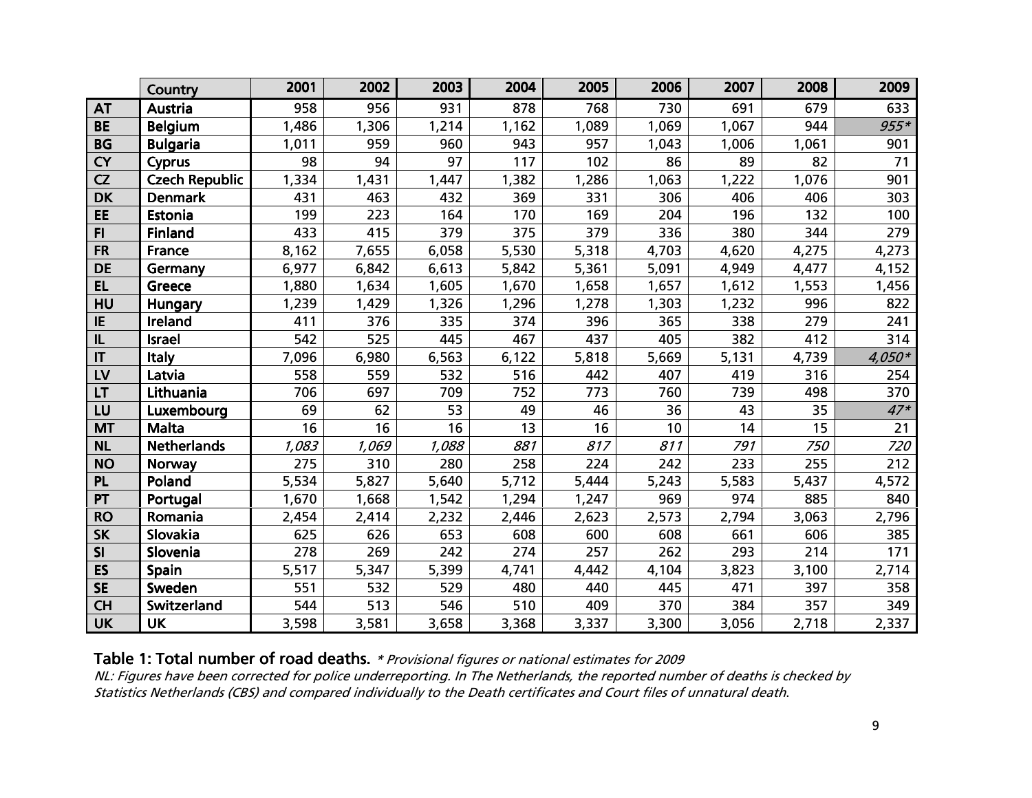|  | Country | 2001 | 2002 | 2003 | 2004 | 2005 | 2006 | 2007 | 2008 | 2009 |
|---|---|---|---|---|---|---|---|---|---|---|
| **AT** | Austria | 958 | 956 | 931 | 878 | 768 | 730 | 691 | 679 | 633 |
| **BE** | Belgium | 1,486 | 1,306 | 1,214 | 1,162 | 1,089 | 1,069 | 1,067 | 944 | *955** |
| **BG** | Bulgaria | 1,011 | 959 | 960 | 943 | 957 | 1,043 | 1,006 | 1,061 | 901 |
| **CY** | Cyprus | 98 | 94 | 97 | 117 | 102 | 86 | 89 | 82 | 71 |
| **CZ** | Czech Republic | 1,334 | 1,431 | 1,447 | 1,382 | 1,286 | 1,063 | 1,222 | 1,076 | 901 |
| **DK** | Denmark | 431 | 463 | 432 | 369 | 331 | 306 | 406 | 406 | 303 |
| **EE** | Estonia | 199 | 223 | 164 | 170 | 169 | 204 | 196 | 132 | 100 |
| **FI** | Finland | 433 | 415 | 379 | 375 | 379 | 336 | 380 | 344 | 279 |
| **FR** | France | 8,162 | 7,655 | 6,058 | 5,530 | 5,318 | 4,703 | 4,620 | 4,275 | 4,273 |
| **DE** | Germany | 6,977 | 6,842 | 6,613 | 5,842 | 5,361 | 5,091 | 4,949 | 4,477 | 4,152 |
| **EL** | Greece | 1,880 | 1,634 | 1,605 | 1,670 | 1,658 | 1,657 | 1,612 | 1,553 | 1,456 |
| **HU** | Hungary | 1,239 | 1,429 | 1,326 | 1,296 | 1,278 | 1,303 | 1,232 | 996 | 822 |
| **IE** | Ireland | 411 | 376 | 335 | 374 | 396 | 365 | 338 | 279 | 241 |
| **IL** | Israel | 542 | 525 | 445 | 467 | 437 | 405 | 382 | 412 | 314 |
| **IT** | Italy | 7,096 | 6,980 | 6,563 | 6,122 | 5,818 | 5,669 | 5,131 | 4,739 | *4,050** |
| **LV** | Latvia | 558 | 559 | 532 | 516 | 442 | 407 | 419 | 316 | 254 |
| **LT** | Lithuania | 706 | 697 | 709 | 752 | 773 | 760 | 739 | 498 | 370 |
| **LU** | Luxembourg | 69 | 62 | 53 | 49 | 46 | 36 | 43 | 35 | *47** |
| **MT** | Malta | 16 | 16 | 16 | 13 | 16 | 10 | 14 | 15 | 21 |
| **NL** | Netherlands | *1,083* | *1,069* | *1,088* | *881* | *817* | *811* | *791* | *750* | *720* |
| **NO** | Norway | 275 | 310 | 280 | 258 | 224 | 242 | 233 | 255 | 212 |
| **PL** | Poland | 5,534 | 5,827 | 5,640 | 5,712 | 5,444 | 5,243 | 5,583 | 5,437 | 4,572 |
| **PT** | Portugal | 1,670 | 1,668 | 1,542 | 1,294 | 1,247 | 969 | 974 | 885 | 840 |
| **RO** | Romania | 2,454 | 2,414 | 2,232 | 2,446 | 2,623 | 2,573 | 2,794 | 3,063 | 2,796 |
| **SK** | Slovakia | 625 | 626 | 653 | 608 | 600 | 608 | 661 | 606 | 385 |
| **SI** | Slovenia | 278 | 269 | 242 | 274 | 257 | 262 | 293 | 214 | 171 |
| **ES** | Spain | 5,517 | 5,347 | 5,399 | 4,741 | 4,442 | 4,104 | 3,823 | 3,100 | 2,714 |
| **SE** | Sweden | 551 | 532 | 529 | 480 | 440 | 445 | 471 | 397 | 358 |
| **CH** | Switzerland | 544 | 513 | 546 | 510 | 409 | 370 | 384 | 357 | 349 |
| **UK** | UK | 3,598 | 3,581 | 3,658 | 3,368 | 3,337 | 3,300 | 3,056 | 2,718 | 2,337 |

**Table 1: Total number of road deaths.** *\* Provisional figures or national estimates for 2009*

*NL: Figures have been corrected for police underreporting. In The Netherlands, the reported number of deaths is checked by Statistics Netherlands (CBS) and compared individually to the Death certificates and Court files of unnatural death.*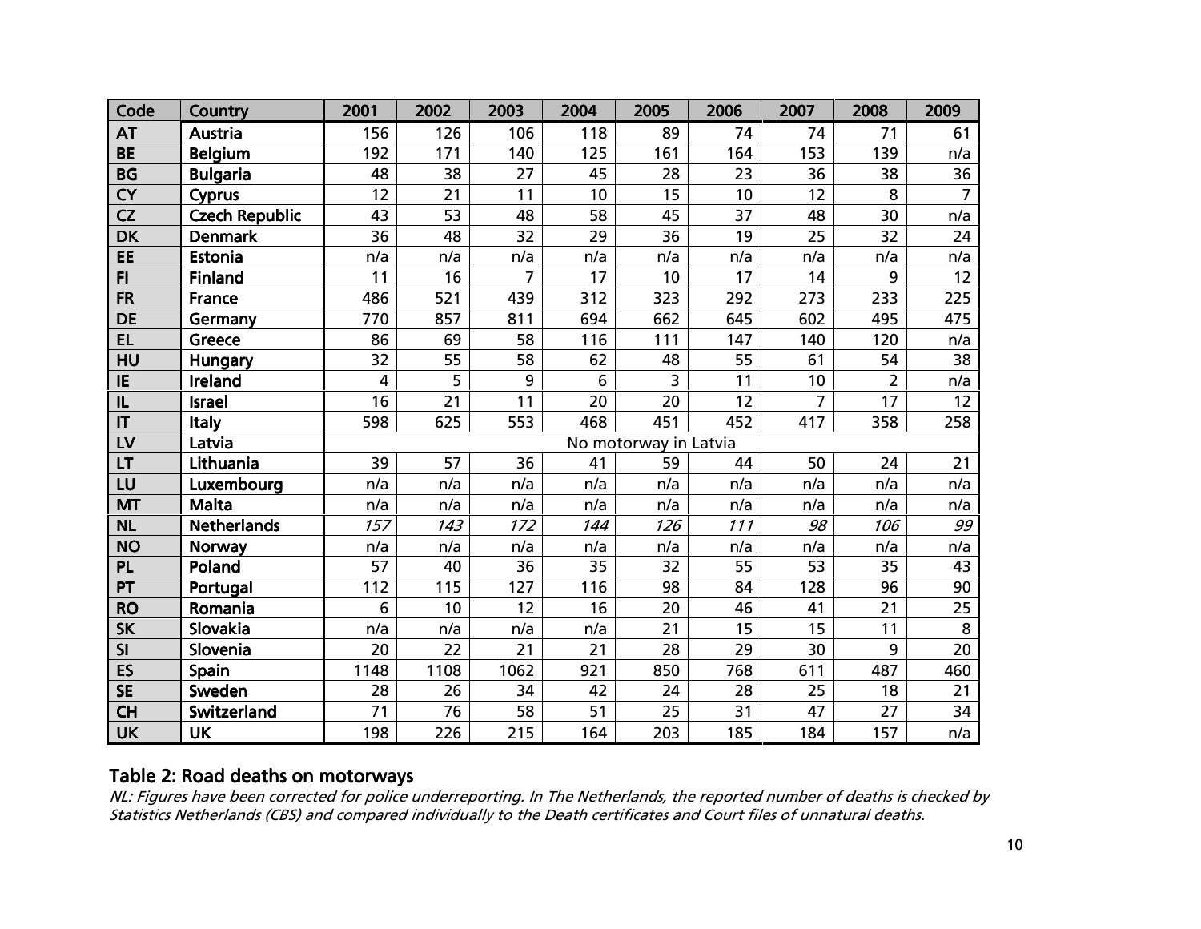| Code | Country | 2001 | 2002 | 2003 | 2004 | 2005 | 2006 | 2007 | 2008 | 2009 |
|---|---|---|---|---|---|---|---|---|---|---|
| AT | Austria | 156 | 126 | 106 | 118 | 89 | 74 | 74 | 71 | 61 |
| BE | Belgium | 192 | 171 | 140 | 125 | 161 | 164 | 153 | 139 | n/a |
| BG | Bulgaria | 48 | 38 | 27 | 45 | 28 | 23 | 36 | 38 | 36 |
| CY | Cyprus | 12 | 21 | 11 | 10 | 15 | 10 | 12 | 8 | 7 |
| CZ | Czech Republic | 43 | 53 | 48 | 58 | 45 | 37 | 48 | 30 | n/a |
| DK | Denmark | 36 | 48 | 32 | 29 | 36 | 19 | 25 | 32 | 24 |
| EE | Estonia | n/a | n/a | n/a | n/a | n/a | n/a | n/a | n/a | n/a |
| FI | Finland | 11 | 16 | 7 | 17 | 10 | 17 | 14 | 9 | 12 |
| FR | France | 486 | 521 | 439 | 312 | 323 | 292 | 273 | 233 | 225 |
| DE | Germany | 770 | 857 | 811 | 694 | 662 | 645 | 602 | 495 | 475 |
| EL | Greece | 86 | 69 | 58 | 116 | 111 | 147 | 140 | 120 | n/a |
| HU | Hungary | 32 | 55 | 58 | 62 | 48 | 55 | 61 | 54 | 38 |
| IE | Ireland | 4 | 5 | 9 | 6 | 3 | 11 | 10 | 2 | n/a |
| IL | Israel | 16 | 21 | 11 | 20 | 20 | 12 | 7 | 17 | 12 |
| IT | Italy | 598 | 625 | 553 | 468 | 451 | 452 | 417 | 358 | 258 |
| LV | Latvia | No motorway in Latvia | | | | | | | | |
| LT | Lithuania | 39 | 57 | 36 | 41 | 59 | 44 | 50 | 24 | 21 |
| LU | Luxembourg | n/a | n/a | n/a | n/a | n/a | n/a | n/a | n/a | n/a |
| MT | Malta | n/a | n/a | n/a | n/a | n/a | n/a | n/a | n/a | n/a |
| NL | Netherlands | *157* | *143* | *172* | *144* | *126* | *111* | *98* | *106* | *99* |
| NO | Norway | n/a | n/a | n/a | n/a | n/a | n/a | n/a | n/a | n/a |
| PL | Poland | 57 | 40 | 36 | 35 | 32 | 55 | 53 | 35 | 43 |
| PT | Portugal | 112 | 115 | 127 | 116 | 98 | 84 | 128 | 96 | 90 |
| RO | Romania | 6 | 10 | 12 | 16 | 20 | 46 | 41 | 21 | 25 |
| SK | Slovakia | n/a | n/a | n/a | n/a | 21 | 15 | 15 | 11 | 8 |
| SI | Slovenia | 20 | 22 | 21 | 21 | 28 | 29 | 30 | 9 | 20 |
| ES | Spain | 1148 | 1108 | 1062 | 921 | 850 | 768 | 611 | 487 | 460 |
| SE | Sweden | 28 | 26 | 34 | 42 | 24 | 28 | 25 | 18 | 21 |
| CH | Switzerland | 71 | 76 | 58 | 51 | 25 | 31 | 47 | 27 | 34 |
| UK | UK | 198 | 226 | 215 | 164 | 203 | 185 | 184 | 157 | n/a |

## Table 2: Road deaths on motorways

*NL: Figures have been corrected for police underreporting. In The Netherlands, the reported number of deaths is checked by Statistics Netherlands (CBS) and compared individually to the Death certificates and Court files of unnatural deaths.*